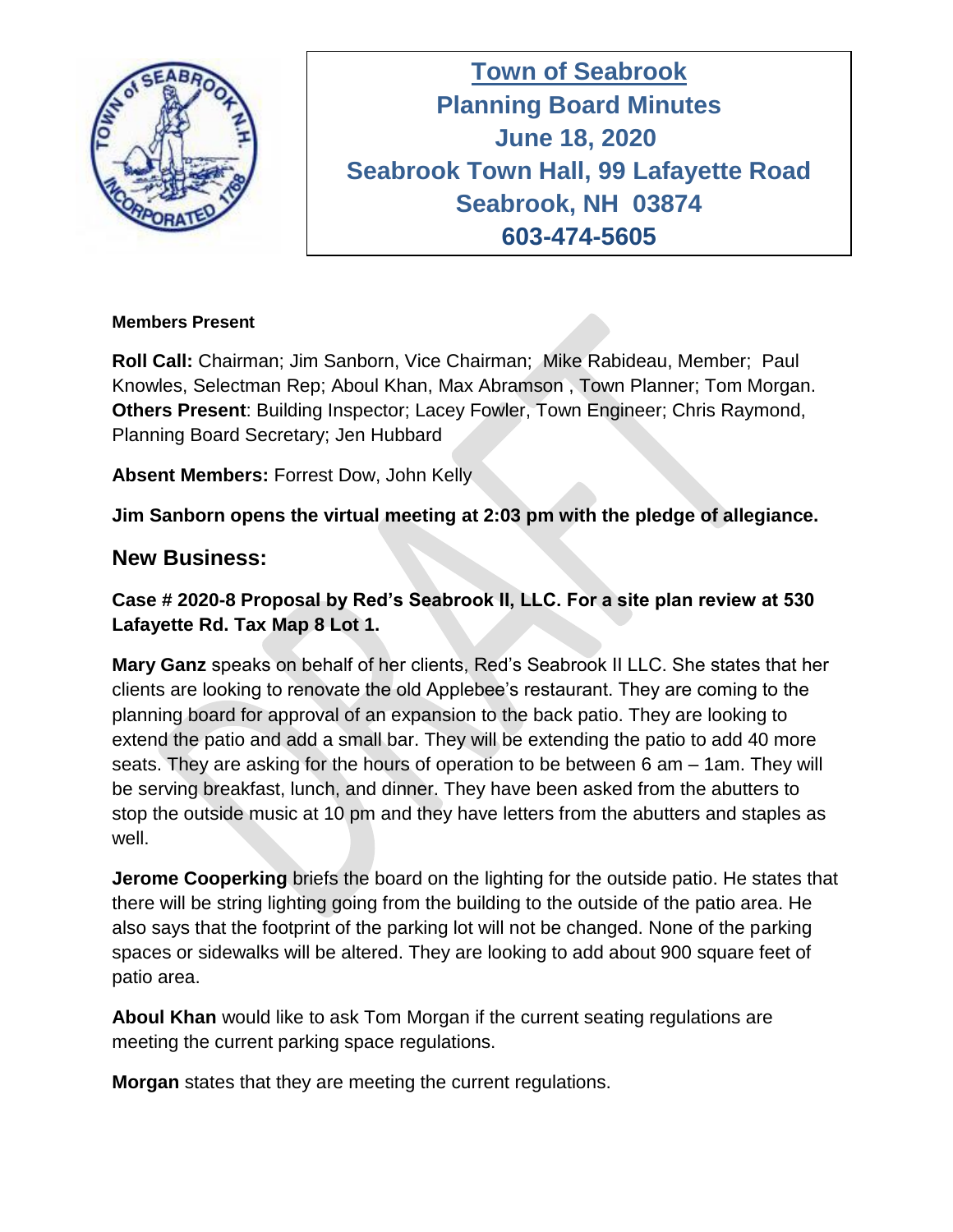# Town of Seabrook
## Planning Board Minutes
## June 18, 2020
## Seabrook Town Hall, 99 Lafayette Road
## Seabrook, NH 03874
## 603-474-5605

**Members Present**

**Roll Call:** Chairman; Jim Sanborn, Vice Chairman; Mike Rabideau, Member; Paul Knowles, Selectman Rep; Aboul Khan, Max Abramson , Town Planner; Tom Morgan. **Others Present**: Building Inspector; Lacey Fowler, Town Engineer; Chris Raymond, Planning Board Secretary; Jen Hubbard

**Absent Members:** Forrest Dow, John Kelly

**Jim Sanborn opens the virtual meeting at 2:03 pm with the pledge of allegiance.**

## New Business:

**Case # 2020-8 Proposal by Red's Seabrook II, LLC. For a site plan review at 530 Lafayette Rd. Tax Map 8 Lot 1.**

**Mary Ganz** speaks on behalf of her clients, Red's Seabrook II LLC. She states that her clients are looking to renovate the old Applebee's restaurant. They are coming to the planning board for approval of an expansion to the back patio. They are looking to extend the patio and add a small bar. They will be extending the patio to add 40 more seats. They are asking for the hours of operation to be between 6 am – 1am. They will be serving breakfast, lunch, and dinner. They have been asked from the abutters to stop the outside music at 10 pm and they have letters from the abutters and staples as well.

**Jerome Cooperking** briefs the board on the lighting for the outside patio. He states that there will be string lighting going from the building to the outside of the patio area. He also says that the footprint of the parking lot will not be changed. None of the parking spaces or sidewalks will be altered. They are looking to add about 900 square feet of patio area.

**Aboul Khan** would like to ask Tom Morgan if the current seating regulations are meeting the current parking space regulations.

**Morgan** states that they are meeting the current regulations.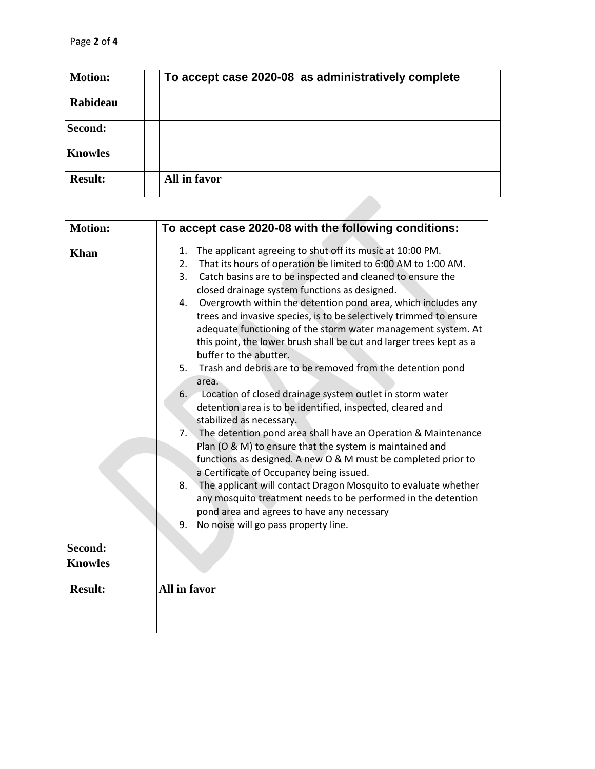| **Motion:** **Rabideau** | | **To accept case 2020-08 as administratively complete** |
|---|---|---|
| **Second:** **Knowles** | | |
| **Result:** | | **All in favor** |

| **Motion:** **Khan** | | **To accept case 2020-08 with the following conditions:**<br>1. The applicant agreeing to shut off its music at 10:00 PM.<br>2. That its hours of operation be limited to 6:00 AM to 1:00 AM.<br>3. Catch basins are to be inspected and cleaned to ensure the closed drainage system functions as designed.<br>4. Overgrowth within the detention pond area, which includes any trees and invasive species, is to be selectively trimmed to ensure adequate functioning of the storm water management system. At this point, the lower brush shall be cut and larger trees kept as a buffer to the abutter.<br>5. Trash and debris are to be removed from the detention pond area.<br>6. Location of closed drainage system outlet in storm water detention area is to be identified, inspected, cleared and stabilized as necessary.<br>7. The detention pond area shall have an Operation & Maintenance Plan (O & M) to ensure that the system is maintained and functions as designed. A new O & M must be completed prior to a Certificate of Occupancy being issued.<br>8. The applicant will contact Dragon Mosquito to evaluate whether any mosquito treatment needs to be performed in the detention pond area and agrees to have any necessary<br>9. No noise will go pass property line. |
|---|---|---|
| **Second:** **Knowles** | | |
| **Result:** | | **All in favor** |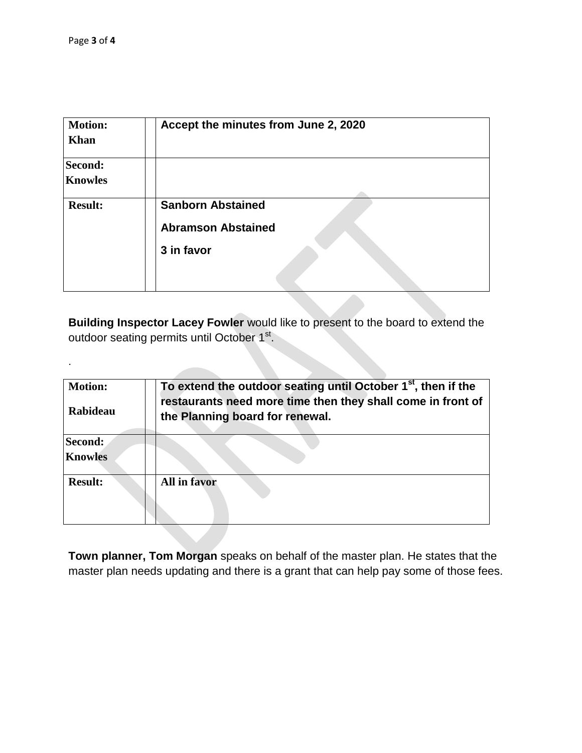| Motion: Khan | | Accept the minutes from June 2, 2020 |
|---|---|---|
| Second: Knowles | | |
| Result: | | Sanborn Abstained<br><br>Abramson Abstained<br><br>3 in favor |

**Building Inspector Lacey Fowler** would like to present to the board to extend the outdoor seating permits until October 1st.

.

| Motion: Rabideau | | To extend the outdoor seating until October 1st, then if the restaurants need more time then they shall come in front of the Planning board for renewal. |
|---|---|---|
| Second: Knowles | | |
| Result: | | All in favor |

**Town planner, Tom Morgan** speaks on behalf of the master plan. He states that the master plan needs updating and there is a grant that can help pay some of those fees.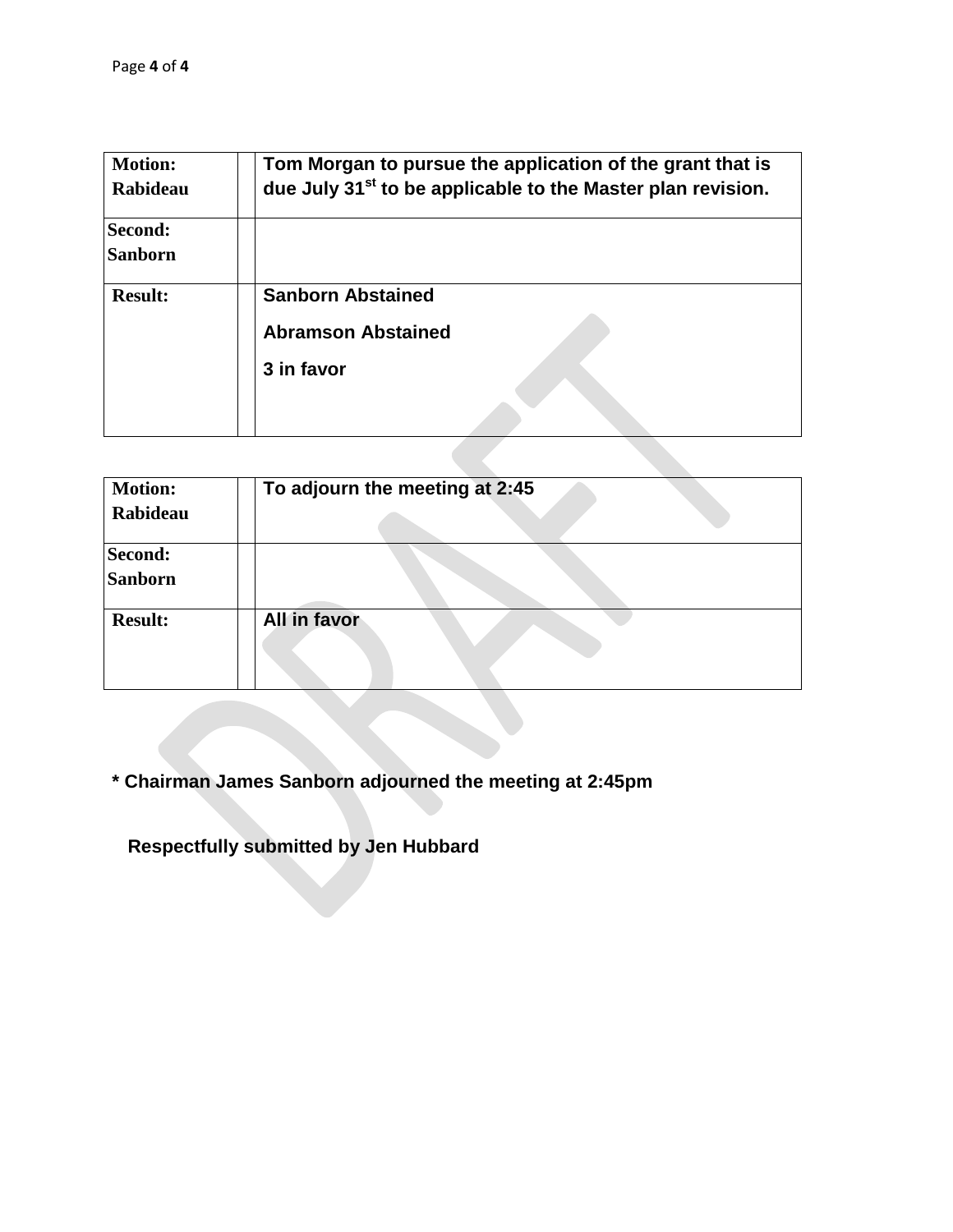| | | |
|---|---|---|
| **Motion: Rabideau** | | **Tom Morgan to pursue the application of the grant that is due July 31st to be applicable to the Master plan revision.** |
| **Second: Sanborn** | | |
| **Result:** | | **Sanborn Abstained**<br>**Abramson Abstained**<br>**3 in favor** |

| | | |
|---|---|---|
| **Motion: Rabideau** | | **To adjourn the meeting at 2:45** |
| **Second: Sanborn** | | |
| **Result:** | | **All in favor** |

**\* Chairman James Sanborn adjourned the meeting at 2:45pm**

**Respectfully submitted by Jen Hubbard**